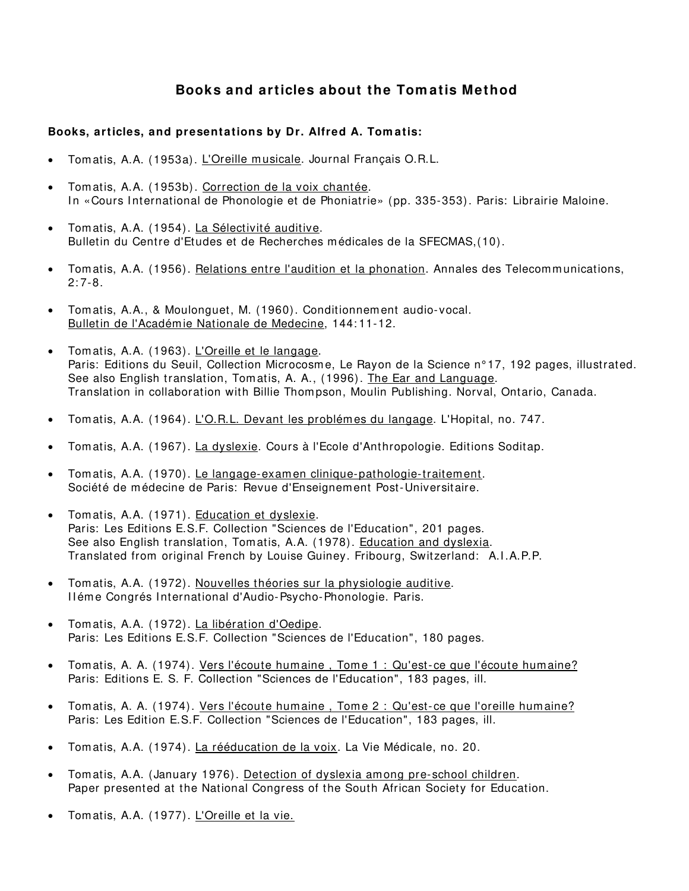# Books and articles about the Tomatis Method

**Books, articles, and presentations by Dr. Alfred A. Tomatis:**

- Tomatis, A.A. (1953a). <u>L'Oreille musicale</u>. Journal Français O.R.L.

- Tomatis, A.A. (1953b). <u>Correction de la voix chantée</u>.
  In «Cours International de Phonologie et de Phoniatrie» (pp. 335-353). Paris: Librairie Maloine.

- Tomatis, A.A. (1954). <u>La Sélectivité auditive</u>.
  Bulletin du Centre d'Etudes et de Recherches médicales de la SFECMAS,(10).

- Tomatis, A.A. (1956). <u>Relations entre l'audition et la phonation</u>. Annales des Telecommunications, 2:7-8.

- Tomatis, A.A., & Moulonguet, M. (1960). Conditionnement audio-vocal.
  <u>Bulletin de l'Académie Nationale de Medecine</u>, 144:11-12.

- Tomatis, A.A. (1963). <u>L'Oreille et le langage</u>.
  Paris: Editions du Seuil, Collection Microcosme, Le Rayon de la Science n°17, 192 pages, illustrated.
  See also English translation, Tomatis, A. A., (1996). <u>The Ear and Language</u>.
  Translation in collaboration with Billie Thompson, Moulin Publishing. Norval, Ontario, Canada.

- Tomatis, A.A. (1964). <u>L'O.R.L. Devant les problémes du langage</u>. L'Hopital, no. 747.

- Tomatis, A.A. (1967). <u>La dyslexie</u>. Cours à l'Ecole d'Anthropologie. Editions Soditap.

- Tomatis, A.A. (1970). <u>Le langage-examen clinique-pathologie-traitement</u>.
  Société de médecine de Paris: Revue d'Enseignement Post-Universitaire.

- Tomatis, A.A. (1971). <u>Education et dyslexie</u>.
  Paris: Les Editions E.S.F. Collection "Sciences de l'Education", 201 pages.
  See also English translation, Tomatis, A.A. (1978). <u>Education and dyslexia</u>.
  Translated from original French by Louise Guiney. Fribourg, Switzerland: A.I.A.P.P.

- Tomatis, A.A. (1972). <u>Nouvelles théories sur la physiologie auditive</u>.
  IIéme Congrés International d'Audio-Psycho-Phonologie. Paris.

- Tomatis, A.A. (1972). <u>La libération d'Oedipe</u>.
  Paris: Les Editions E.S.F. Collection "Sciences de l'Education", 180 pages.

- Tomatis, A. A. (1974). <u>Vers l'écoute humaine , Tome 1 : Qu'est-ce que l'écoute humaine?</u>
  Paris: Editions E. S. F. Collection "Sciences de l'Education", 183 pages, ill.

- Tomatis, A. A. (1974). <u>Vers l'écoute humaine , Tome 2 : Qu'est-ce que l'oreille humaine?</u>
  Paris: Les Edition E.S.F. Collection "Sciences de l'Education", 183 pages, ill.

- Tomatis, A.A. (1974). <u>La rééducation de la voix</u>. La Vie Médicale, no. 20.

- Tomatis, A.A. (January 1976). <u>Detection of dyslexia among pre-school children</u>.
  Paper presented at the National Congress of the South African Society for Education.

- Tomatis, A.A. (1977). <u>L'Oreille et la vie.</u>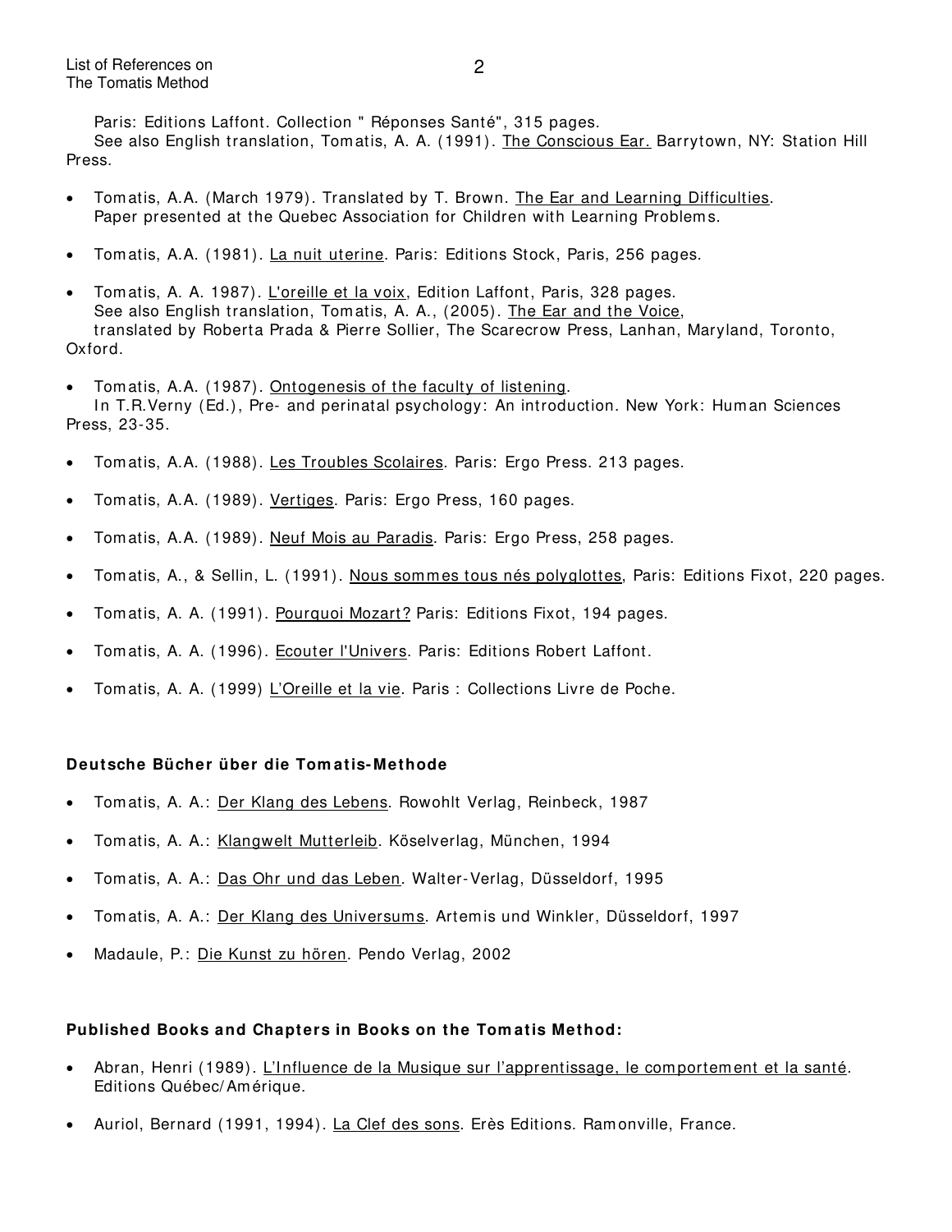Paris: Editions Laffont. Collection " Réponses Santé", 315 pages.
See also English translation, Tomatis, A. A. (1991). The Conscious Ear. Barrytown, NY: Station Hill Press.

- Tomatis, A.A. (March 1979). Translated by T. Brown. The Ear and Learning Difficulties. Paper presented at the Quebec Association for Children with Learning Problems.

- Tomatis, A.A. (1981). La nuit uterine. Paris: Editions Stock, Paris, 256 pages.

- Tomatis, A. A. 1987). L'oreille et la voix, Edition Laffont, Paris, 328 pages.
  See also English translation, Tomatis, A. A., (2005). The Ear and the Voice, translated by Roberta Prada & Pierre Sollier, The Scarecrow Press, Lanhan, Maryland, Toronto, Oxford.

- Tomatis, A.A. (1987). Ontogenesis of the faculty of listening.
  In T.R.Verny (Ed.), Pre- and perinatal psychology: An introduction. New York: Human Sciences Press, 23-35.

- Tomatis, A.A. (1988). Les Troubles Scolaires. Paris: Ergo Press. 213 pages.

- Tomatis, A.A. (1989). Vertiges. Paris: Ergo Press, 160 pages.

- Tomatis, A.A. (1989). Neuf Mois au Paradis. Paris: Ergo Press, 258 pages.

- Tomatis, A., & Sellin, L. (1991). Nous sommes tous nés polyglottes, Paris: Editions Fixot, 220 pages.

- Tomatis, A. A. (1991). Pourquoi Mozart? Paris: Editions Fixot, 194 pages.

- Tomatis, A. A. (1996). Ecouter l'Univers. Paris: Editions Robert Laffont.

- Tomatis, A. A. (1999) L'Oreille et la vie. Paris : Collections Livre de Poche.

**Deutsche Bücher über die Tomatis-Methode**

- Tomatis, A. A.: Der Klang des Lebens. Rowohlt Verlag, Reinbeck, 1987

- Tomatis, A. A.: Klangwelt Mutterleib. Köselverlag, München, 1994

- Tomatis, A. A.: Das Ohr und das Leben. Walter-Verlag, Düsseldorf, 1995

- Tomatis, A. A.: Der Klang des Universums. Artemis und Winkler, Düsseldorf, 1997

- Madaule, P.: Die Kunst zu hören. Pendo Verlag, 2002

**Published Books and Chapters in Books on the Tomatis Method:**

- Abran, Henri (1989). L'Influence de la Musique sur l'apprentissage, le comportement et la santé. Editions Québec/Amérique.

- Auriol, Bernard (1991, 1994). La Clef des sons. Erès Editions. Ramonville, France.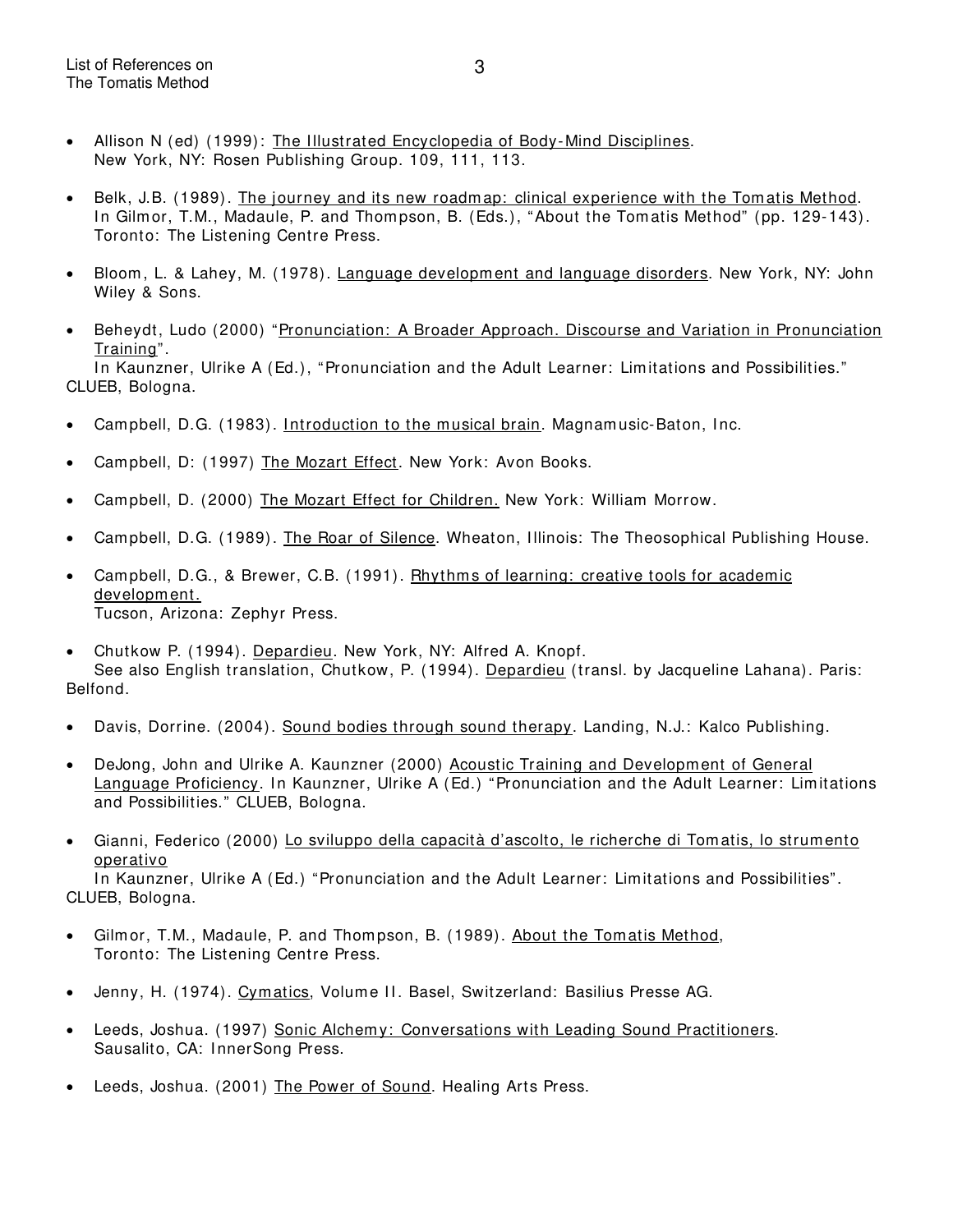- Allison N (ed) (1999): The Illustrated Encyclopedia of Body-Mind Disciplines. New York, NY: Rosen Publishing Group. 109, 111, 113.

- Belk, J.B. (1989). The journey and its new roadmap: clinical experience with the Tomatis Method. In Gilmor, T.M., Madaule, P. and Thompson, B. (Eds.), "About the Tomatis Method" (pp. 129-143). Toronto: The Listening Centre Press.

- Bloom, L. & Lahey, M. (1978). Language development and language disorders. New York, NY: John Wiley & Sons.

- Beheydt, Ludo (2000) "Pronunciation: A Broader Approach. Discourse and Variation in Pronunciation Training".
  In Kaunzner, Ulrike A (Ed.), "Pronunciation and the Adult Learner: Limitations and Possibilities." CLUEB, Bologna.

- Campbell, D.G. (1983). Introduction to the musical brain. Magnamusic-Baton, Inc.

- Campbell, D: (1997) The Mozart Effect. New York: Avon Books.

- Campbell, D. (2000) The Mozart Effect for Children. New York: William Morrow.

- Campbell, D.G. (1989). The Roar of Silence. Wheaton, Illinois: The Theosophical Publishing House.

- Campbell, D.G., & Brewer, C.B. (1991). Rhythms of learning: creative tools for academic development.
  Tucson, Arizona: Zephyr Press.

- Chutkow P. (1994). Depardieu. New York, NY: Alfred A. Knopf.
  See also English translation, Chutkow, P. (1994). Depardieu (transl. by Jacqueline Lahana). Paris: Belfond.

- Davis, Dorrine. (2004). Sound bodies through sound therapy. Landing, N.J.: Kalco Publishing.

- DeJong, John and Ulrike A. Kaunzner (2000) Acoustic Training and Development of General Language Proficiency. In Kaunzner, Ulrike A (Ed.) "Pronunciation and the Adult Learner: Limitations and Possibilities." CLUEB, Bologna.

- Gianni, Federico (2000) Lo sviluppo della capacità d'ascolto, le richerche di Tomatis, lo strumento operativo
  In Kaunzner, Ulrike A (Ed.) "Pronunciation and the Adult Learner: Limitations and Possibilities". CLUEB, Bologna.

- Gilmor, T.M., Madaule, P. and Thompson, B. (1989). About the Tomatis Method, Toronto: The Listening Centre Press.

- Jenny, H. (1974). Cymatics, Volume II. Basel, Switzerland: Basilius Presse AG.

- Leeds, Joshua. (1997) Sonic Alchemy: Conversations with Leading Sound Practitioners. Sausalito, CA: InnerSong Press.

- Leeds, Joshua. (2001) The Power of Sound. Healing Arts Press.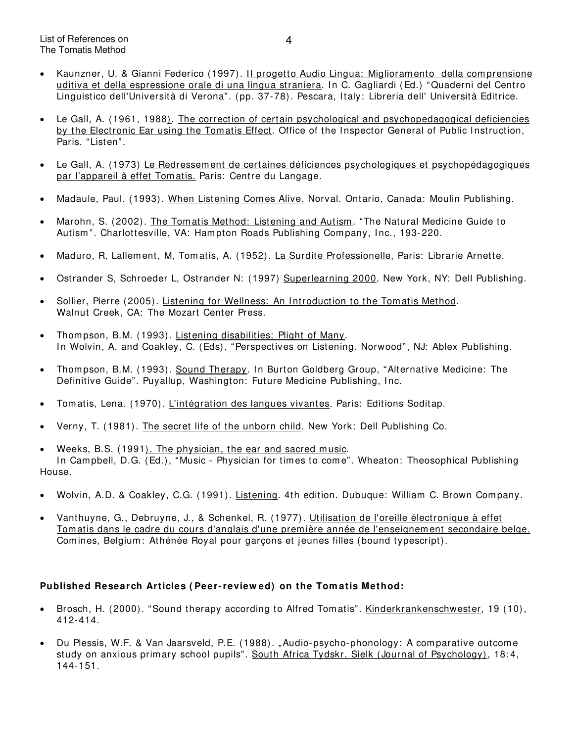- Kaunzner, U. & Gianni Federico (1997). Il progetto Audio Lingua: Miglioramento della comprensione uditiva et della espressione orale di una lingua straniera. In C. Gagliardi (Ed.) "Quaderni del Centro Linguistico dell'Università di Verona". (pp. 37-78). Pescara, Italy: Libreria dell' Università Editrice.

- Le Gall, A. (1961, 1988). The correction of certain psychological and psychopedagogical deficiencies by the Electronic Ear using the Tomatis Effect. Office of the Inspector General of Public Instruction, Paris. "Listen".

- Le Gall, A. (1973) Le Redressement de certaines déficiences psychologiques et psychopédagogiques par l'appareil à effet Tomatis. Paris: Centre du Langage.

- Madaule, Paul. (1993). When Listening Comes Alive. Norval. Ontario, Canada: Moulin Publishing.

- Marohn, S. (2002). The Tomatis Method: Listening and Autism. "The Natural Medicine Guide to Autism". Charlottesville, VA: Hampton Roads Publishing Company, Inc., 193-220.

- Maduro, R, Lallement, M, Tomatis, A. (1952). La Surdite Professionelle, Paris: Librarie Arnette.

- Ostrander S, Schroeder L, Ostrander N: (1997) Superlearning 2000. New York, NY: Dell Publishing.

- Sollier, Pierre (2005). Listening for Wellness: An Introduction to the Tomatis Method. Walnut Creek, CA: The Mozart Center Press.

- Thompson, B.M. (1993). Listening disabilities: Plight of Many. In Wolvin, A. and Coakley, C. (Eds), "Perspectives on Listening. Norwood", NJ: Ablex Publishing.

- Thompson, B.M. (1993). Sound Therapy. In Burton Goldberg Group, "Alternative Medicine: The Definitive Guide". Puyallup, Washington: Future Medicine Publishing, Inc.

- Tomatis, Lena. (1970). L'intégration des langues vivantes. Paris: Editions Soditap.

- Verny, T. (1981). The secret life of the unborn child. New York: Dell Publishing Co.

- Weeks, B.S. (1991). The physician, the ear and sacred music. In Campbell, D.G. (Ed.), "Music - Physician for times to come". Wheaton: Theosophical Publishing House.

- Wolvin, A.D. & Coakley, C.G. (1991). Listening. 4th edition. Dubuque: William C. Brown Company.

- Vanthuyne, G., Debruyne, J., & Schenkel, R. (1977). Utilisation de l'oreille électronique à effet Tomatis dans le cadre du cours d'anglais d'une première année de l'enseignement secondaire belge. Comines, Belgium: Athénée Royal pour garçons et jeunes filles (bound typescript).

**Published Research Articles (Peer-reviewed) on the Tomatis Method:**

- Brosch, H. (2000). "Sound therapy according to Alfred Tomatis". Kinderkrankenschwester, 19 (10), 412-414.

- Du Plessis, W.F. & Van Jaarsveld, P.E. (1988). „Audio-psycho-phonology: A comparative outcome study on anxious primary school pupils". South Africa Tydskr. Sielk (Journal of Psychology), 18:4, 144-151.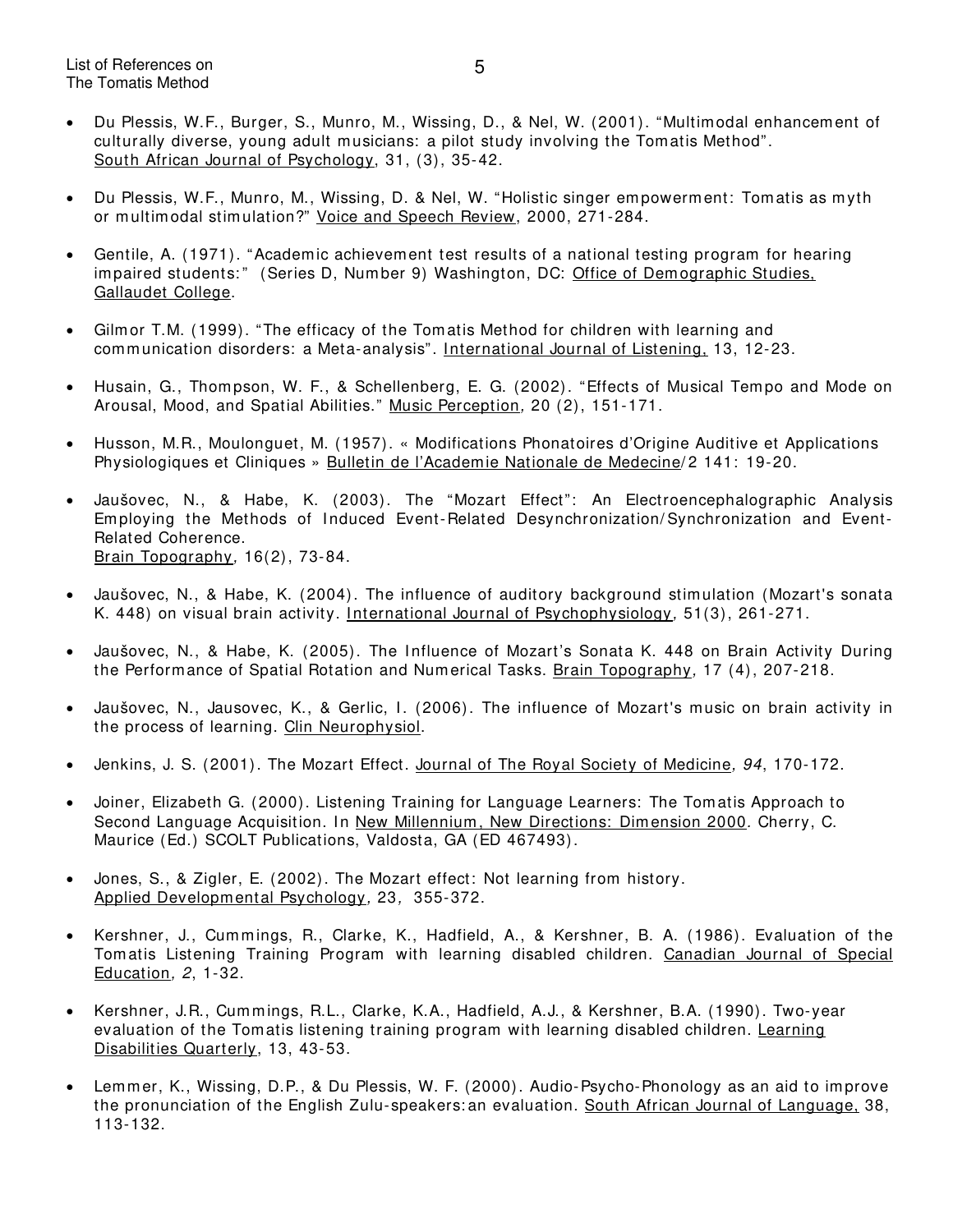- Du Plessis, W.F., Burger, S., Munro, M., Wissing, D., & Nel, W. (2001). "Multimodal enhancement of culturally diverse, young adult musicians: a pilot study involving the Tomatis Method". South African Journal of Psychology, 31, (3), 35-42.

- Du Plessis, W.F., Munro, M., Wissing, D. & Nel, W. "Holistic singer empowerment: Tomatis as myth or multimodal stimulation?" Voice and Speech Review, 2000, 271-284.

- Gentile, A. (1971). "Academic achievement test results of a national testing program for hearing impaired students:" (Series D, Number 9) Washington, DC: Office of Demographic Studies, Gallaudet College.

- Gilmor T.M. (1999). "The efficacy of the Tomatis Method for children with learning and communication disorders: a Meta-analysis". International Journal of Listening, 13, 12-23.

- Husain, G., Thompson, W. F., & Schellenberg, E. G. (2002). "Effects of Musical Tempo and Mode on Arousal, Mood, and Spatial Abilities." Music Perception, 20 (2), 151-171.

- Husson, M.R., Moulonguet, M. (1957). « Modifications Phonatoires d'Origine Auditive et Applications Physiologiques et Cliniques » Bulletin de l'Academie Nationale de Medecine/2 141: 19-20.

- Jaušovec, N., & Habe, K. (2003). The "Mozart Effect": An Electroencephalographic Analysis Employing the Methods of Induced Event-Related Desynchronization/Synchronization and Event-Related Coherence. Brain Topography, 16(2), 73-84.

- Jaušovec, N., & Habe, K. (2004). The influence of auditory background stimulation (Mozart's sonata K. 448) on visual brain activity. International Journal of Psychophysiology, 51(3), 261-271.

- Jaušovec, N., & Habe, K. (2005). The Influence of Mozart's Sonata K. 448 on Brain Activity During the Performance of Spatial Rotation and Numerical Tasks. Brain Topography, 17 (4), 207-218.

- Jaušovec, N., Jausovec, K., & Gerlic, I. (2006). The influence of Mozart's music on brain activity in the process of learning. Clin Neurophysiol.

- Jenkins, J. S. (2001). The Mozart Effect. Journal of The Royal Society of Medicine, *94*, 170-172.

- Joiner, Elizabeth G. (2000). Listening Training for Language Learners: The Tomatis Approach to Second Language Acquisition. In New Millennium, New Directions: Dimension 2000. Cherry, C. Maurice (Ed.) SCOLT Publications, Valdosta, GA (ED 467493).

- Jones, S., & Zigler, E. (2002). The Mozart effect: Not learning from history. Applied Developmental Psychology, 23, 355-372.

- Kershner, J., Cummings, R., Clarke, K., Hadfield, A., & Kershner, B. A. (1986). Evaluation of the Tomatis Listening Training Program with learning disabled children. Canadian Journal of Special Education, *2*, 1-32.

- Kershner, J.R., Cummings, R.L., Clarke, K.A., Hadfield, A.J., & Kershner, B.A. (1990). Two-year evaluation of the Tomatis listening training program with learning disabled children. Learning Disabilities Quarterly, 13, 43-53.

- Lemmer, K., Wissing, D.P., & Du Plessis, W. F. (2000). Audio-Psycho-Phonology as an aid to improve the pronunciation of the English Zulu-speakers: an evaluation. South African Journal of Language, 38, 113-132.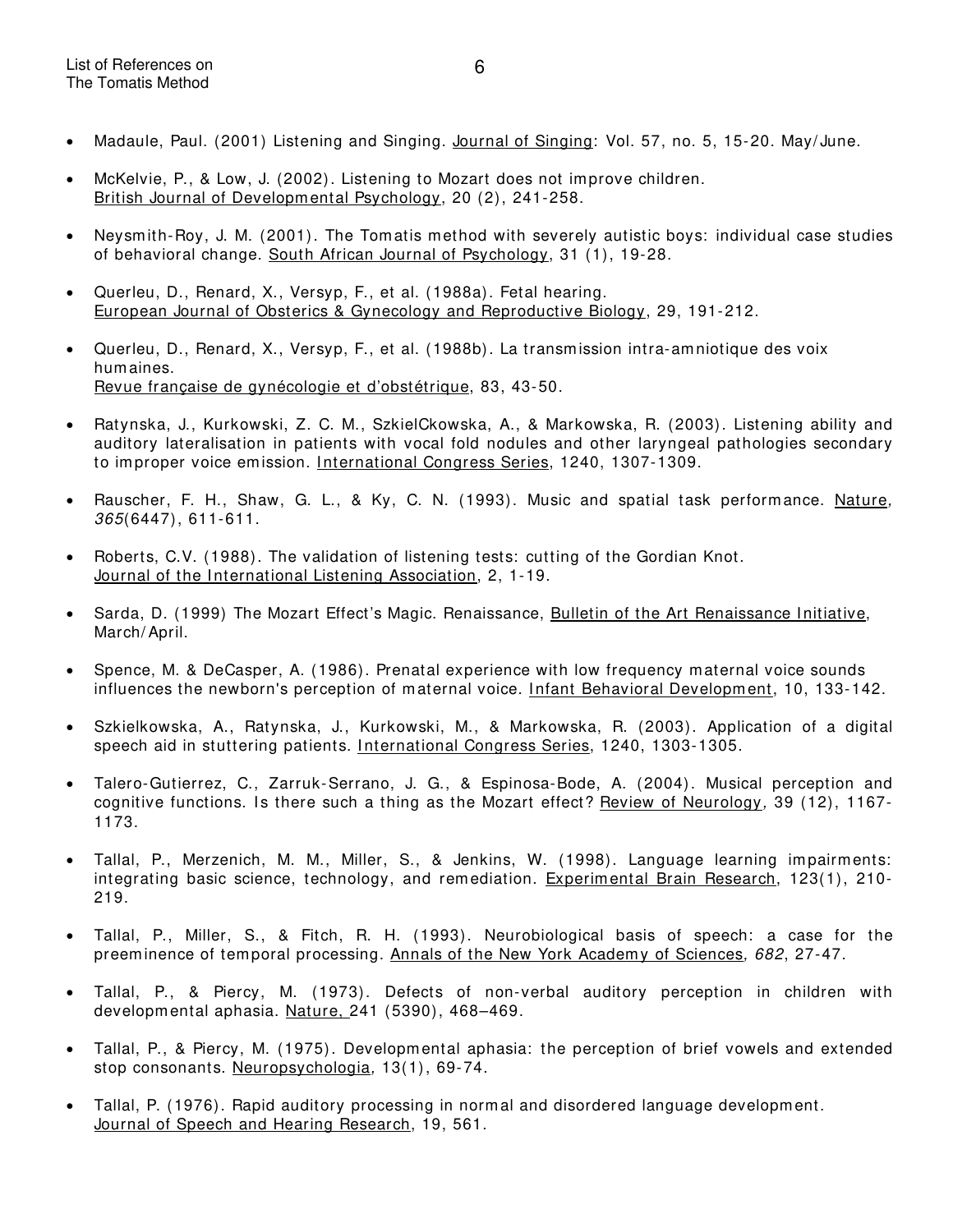- Madaule, Paul. (2001) Listening and Singing. Journal of Singing: Vol. 57, no. 5, 15-20. May/June.

- McKelvie, P., & Low, J. (2002). Listening to Mozart does not improve children. British Journal of Developmental Psychology, 20 (2), 241-258.

- Neysmith-Roy, J. M. (2001). The Tomatis method with severely autistic boys: individual case studies of behavioral change. South African Journal of Psychology, 31 (1), 19-28.

- Querleu, D., Renard, X., Versyp, F., et al. (1988a). Fetal hearing. European Journal of Obsterics & Gynecology and Reproductive Biology, 29, 191-212.

- Querleu, D., Renard, X., Versyp, F., et al. (1988b). La transmission intra-amniotique des voix humaines. Revue française de gynécologie et d'obstétrique, 83, 43-50.

- Ratynska, J., Kurkowski, Z. C. M., SzkielCkowska, A., & Markowska, R. (2003). Listening ability and auditory lateralisation in patients with vocal fold nodules and other laryngeal pathologies secondary to improper voice emission. International Congress Series, 1240, 1307-1309.

- Rauscher, F. H., Shaw, G. L., & Ky, C. N. (1993). Music and spatial task performance. Nature, *365*(6447), 611-611.

- Roberts, C.V. (1988). The validation of listening tests: cutting of the Gordian Knot. Journal of the International Listening Association, 2, 1-19.

- Sarda, D. (1999) The Mozart Effect's Magic. Renaissance, Bulletin of the Art Renaissance Initiative, March/April.

- Spence, M. & DeCasper, A. (1986). Prenatal experience with low frequency maternal voice sounds influences the newborn's perception of maternal voice. Infant Behavioral Development, 10, 133-142.

- Szkielkowska, A., Ratynska, J., Kurkowski, M., & Markowska, R. (2003). Application of a digital speech aid in stuttering patients. International Congress Series, 1240, 1303-1305.

- Talero-Gutierrez, C., Zarruk-Serrano, J. G., & Espinosa-Bode, A. (2004). Musical perception and cognitive functions. Is there such a thing as the Mozart effect? Review of Neurology, 39 (12), 1167-1173.

- Tallal, P., Merzenich, M. M., Miller, S., & Jenkins, W. (1998). Language learning impairments: integrating basic science, technology, and remediation. Experimental Brain Research, 123(1), 210-219.

- Tallal, P., Miller, S., & Fitch, R. H. (1993). Neurobiological basis of speech: a case for the preeminence of temporal processing. Annals of the New York Academy of Sciences, *682*, 27-47.

- Tallal, P., & Piercy, M. (1973). Defects of non-verbal auditory perception in children with developmental aphasia. Nature, 241 (5390), 468–469.

- Tallal, P., & Piercy, M. (1975). Developmental aphasia: the perception of brief vowels and extended stop consonants. Neuropsychologia, 13(1), 69-74.

- Tallal, P. (1976). Rapid auditory processing in normal and disordered language development. Journal of Speech and Hearing Research, 19, 561.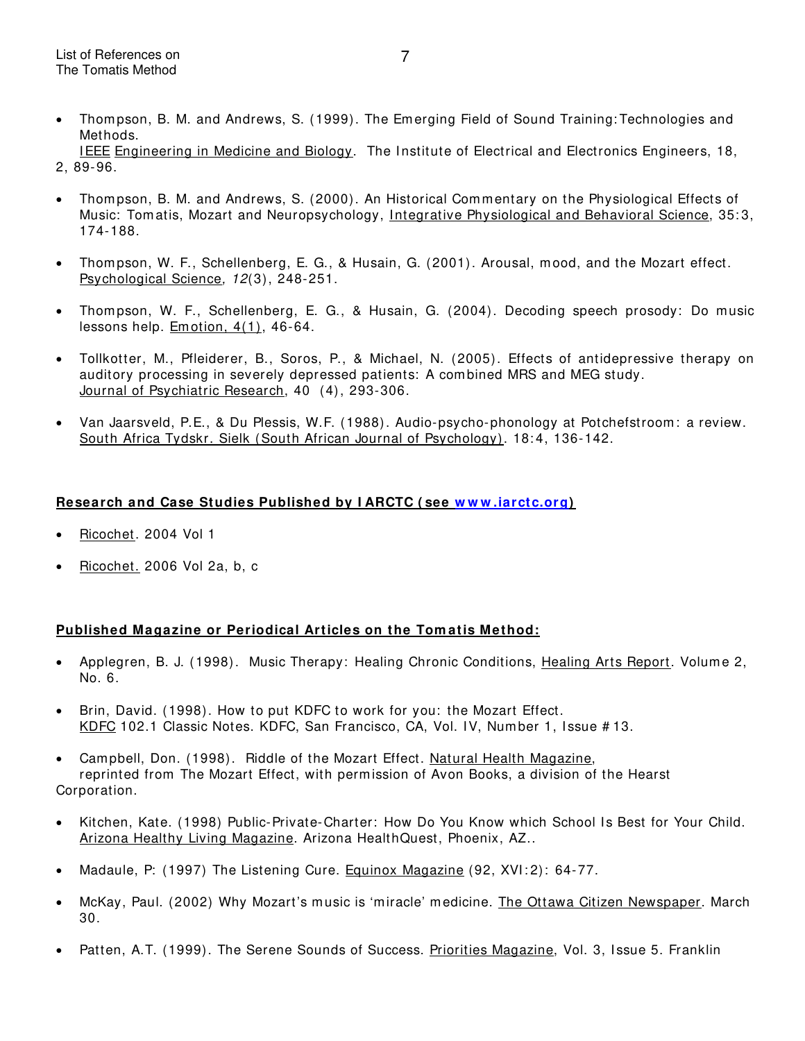- Thompson, B. M. and Andrews, S. (1999). The Emerging Field of Sound Training: Technologies and Methods. 
  IEEE Engineering in Medicine and Biology. The Institute of Electrical and Electronics Engineers, 18, 2, 89-96.

- Thompson, B. M. and Andrews, S. (2000). An Historical Commentary on the Physiological Effects of Music: Tomatis, Mozart and Neuropsychology, Integrative Physiological and Behavioral Science, 35:3, 174-188.

- Thompson, W. F., Schellenberg, E. G., & Husain, G. (2001). Arousal, mood, and the Mozart effect. Psychological Science, *12*(3), 248-251.

- Thompson, W. F., Schellenberg, E. G., & Husain, G. (2004). Decoding speech prosody: Do music lessons help. Emotion, 4(1), 46-64.

- Tollkotter, M., Pfleiderer, B., Soros, P., & Michael, N. (2005). Effects of antidepressive therapy on auditory processing in severely depressed patients: A combined MRS and MEG study. Journal of Psychiatric Research, 40 (4), 293-306.

- Van Jaarsveld, P.E., & Du Plessis, W.F. (1988). Audio-psycho-phonology at Potchefstroom: a review. South Africa Tydskr. Sielk (South African Journal of Psychology). 18:4, 136-142.

**Research and Case Studies Published by IARCTC (see www.iarctc.org)**

- Ricochet. 2004 Vol 1

- Ricochet. 2006 Vol 2a, b, c

**Published Magazine or Periodical Articles on the Tomatis Method:**

- Applegren, B. J. (1998). Music Therapy: Healing Chronic Conditions, Healing Arts Report. Volume 2, No. 6.

- Brin, David. (1998). How to put KDFC to work for you: the Mozart Effect. KDFC 102.1 Classic Notes. KDFC, San Francisco, CA, Vol. IV, Number 1, Issue #13.

- Campbell, Don. (1998). Riddle of the Mozart Effect. Natural Health Magazine, reprinted from The Mozart Effect, with permission of Avon Books, a division of the Hearst Corporation.

- Kitchen, Kate. (1998) Public-Private-Charter: How Do You Know which School Is Best for Your Child. Arizona Healthy Living Magazine. Arizona HealthQuest, Phoenix, AZ..

- Madaule, P: (1997) The Listening Cure. Equinox Magazine (92, XVI:2): 64-77.

- McKay, Paul. (2002) Why Mozart's music is 'miracle' medicine. The Ottawa Citizen Newspaper. March 30.

- Patten, A.T. (1999). The Serene Sounds of Success. Priorities Magazine, Vol. 3, Issue 5. Franklin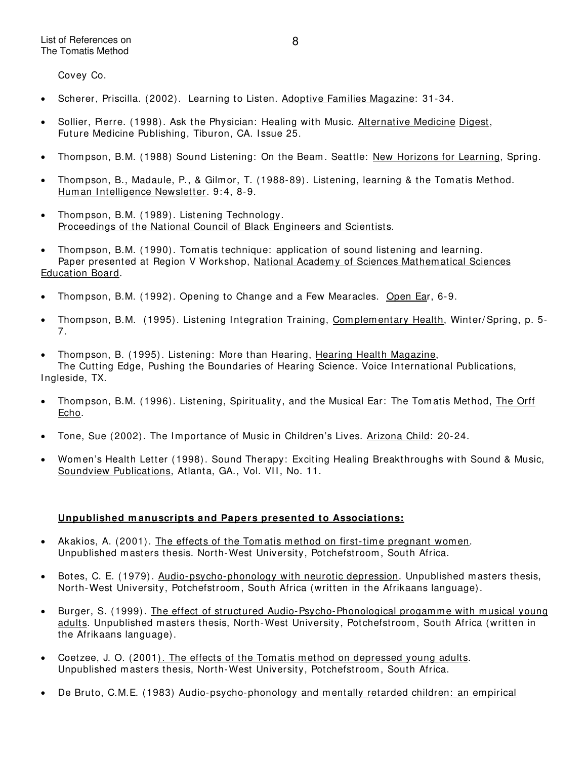Covey Co.

- Scherer, Priscilla. (2002). Learning to Listen. Adoptive Families Magazine: 31-34.
- Sollier, Pierre. (1998). Ask the Physician: Healing with Music. Alternative Medicine Digest, Future Medicine Publishing, Tiburon, CA. Issue 25.
- Thompson, B.M. (1988) Sound Listening: On the Beam. Seattle: New Horizons for Learning, Spring.
- Thompson, B., Madaule, P., & Gilmor, T. (1988-89). Listening, learning & the Tomatis Method. Human Intelligence Newsletter. 9:4, 8-9.
- Thompson, B.M. (1989). Listening Technology. Proceedings of the National Council of Black Engineers and Scientists.
- Thompson, B.M. (1990). Tomatis technique: application of sound listening and learning. Paper presented at Region V Workshop, National Academy of Sciences Mathematical Sciences Education Board.
- Thompson, B.M. (1992). Opening to Change and a Few Mearacles. Open Ear, 6-9.
- Thompson, B.M. (1995). Listening Integration Training, Complementary Health, Winter/Spring, p. 5-7.
- Thompson, B. (1995). Listening: More than Hearing, Hearing Health Magazine, The Cutting Edge, Pushing the Boundaries of Hearing Science. Voice International Publications, Ingleside, TX.
- Thompson, B.M. (1996). Listening, Spirituality, and the Musical Ear: The Tomatis Method, The Orff Echo.
- Tone, Sue (2002). The Importance of Music in Children's Lives. Arizona Child: 20-24.
- Women's Health Letter (1998). Sound Therapy: Exciting Healing Breakthroughs with Sound & Music, Soundview Publications, Atlanta, GA., Vol. VII, No. 11.

**Unpublished manuscripts and Papers presented to Associations:**

- Akakios, A. (2001). The effects of the Tomatis method on first-time pregnant women. Unpublished masters thesis. North-West University, Potchefstroom, South Africa.
- Botes, C. E. (1979). Audio-psycho-phonology with neurotic depression. Unpublished masters thesis, North-West University, Potchefstroom, South Africa (written in the Afrikaans language).
- Burger, S. (1999). The effect of structured Audio-Psycho-Phonological progamme with musical young adults. Unpublished masters thesis, North-West University, Potchefstroom, South Africa (written in the Afrikaans language).
- Coetzee, J. O. (2001). The effects of the Tomatis method on depressed young adults. Unpublished masters thesis, North-West University, Potchefstroom, South Africa.
- De Bruto, C.M.E. (1983) Audio-psycho-phonology and mentally retarded children: an empirical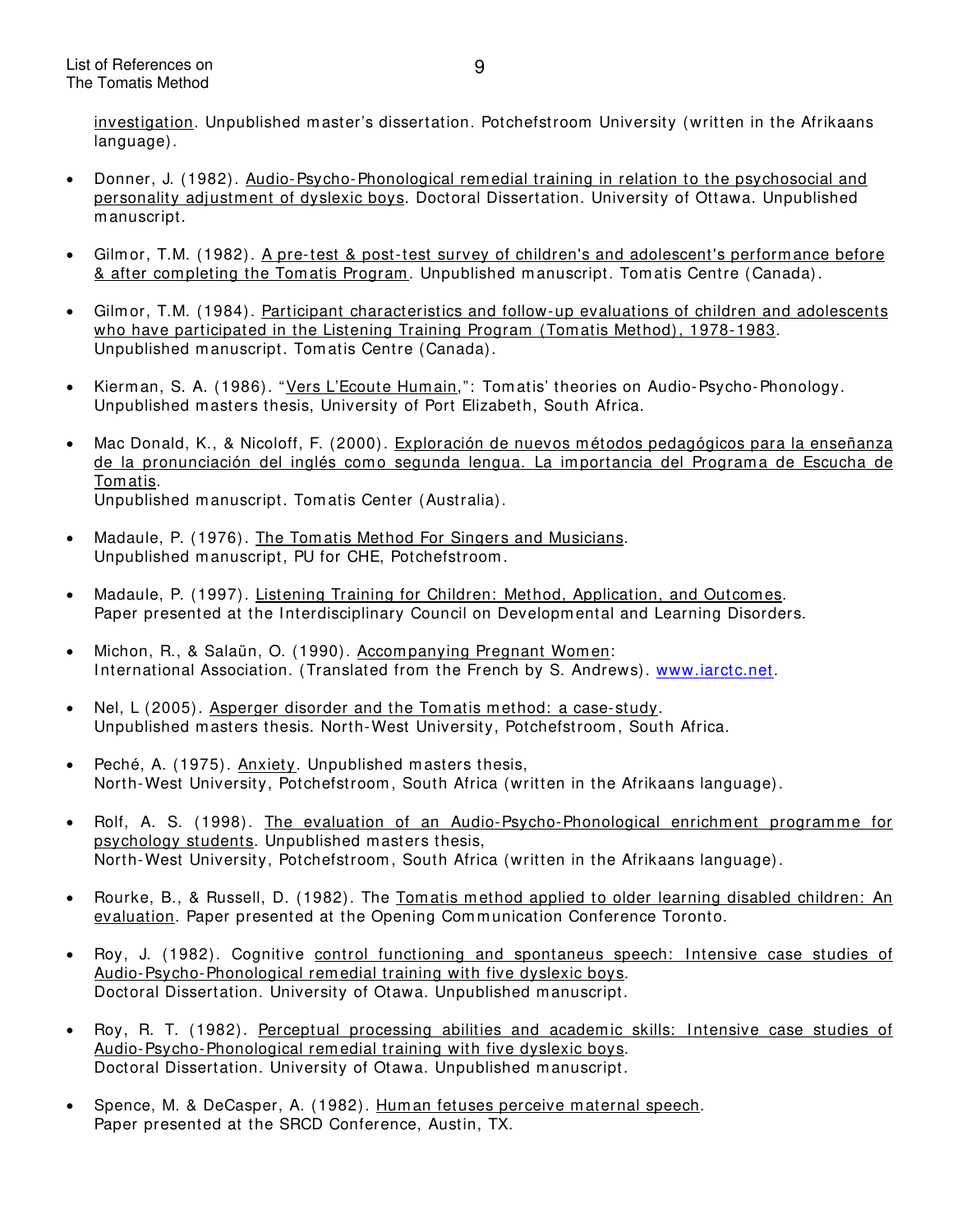investigation. Unpublished master's dissertation. Potchefstroom University (written in the Afrikaans language).

- Donner, J. (1982). Audio-Psycho-Phonological remedial training in relation to the psychosocial and personality adjustment of dyslexic boys. Doctoral Dissertation. University of Ottawa. Unpublished manuscript.

- Gilmor, T.M. (1982). A pre-test & post-test survey of children's and adolescent's performance before & after completing the Tomatis Program. Unpublished manuscript. Tomatis Centre (Canada).

- Gilmor, T.M. (1984). Participant characteristics and follow-up evaluations of children and adolescents who have participated in the Listening Training Program (Tomatis Method), 1978-1983. Unpublished manuscript. Tomatis Centre (Canada).

- Kierman, S. A. (1986). "Vers L'Ecoute Humain,": Tomatis' theories on Audio-Psycho-Phonology. Unpublished masters thesis, University of Port Elizabeth, South Africa.

- Mac Donald, K., & Nicoloff, F. (2000). Exploración de nuevos métodos pedagógicos para la enseñanza de la pronunciación del inglés como segunda lengua. La importancia del Programa de Escucha de Tomatis.
  Unpublished manuscript. Tomatis Center (Australia).

- Madaule, P. (1976). The Tomatis Method For Singers and Musicians.
  Unpublished manuscript, PU for CHE, Potchefstroom.

- Madaule, P. (1997). Listening Training for Children: Method, Application, and Outcomes.
  Paper presented at the Interdisciplinary Council on Developmental and Learning Disorders.

- Michon, R., & Salaün, O. (1990). Accompanying Pregnant Women:
  International Association. (Translated from the French by S. Andrews). www.iarctc.net.

- Nel, L (2005). Asperger disorder and the Tomatis method: a case-study.
  Unpublished masters thesis. North-West University, Potchefstroom, South Africa.

- Peché, A. (1975). Anxiety. Unpublished masters thesis,
  North-West University, Potchefstroom, South Africa (written in the Afrikaans language).

- Rolf, A. S. (1998). The evaluation of an Audio-Psycho-Phonological enrichment programme for psychology students. Unpublished masters thesis,
  North-West University, Potchefstroom, South Africa (written in the Afrikaans language).

- Rourke, B., & Russell, D. (1982). The Tomatis method applied to older learning disabled children: An evaluation. Paper presented at the Opening Communication Conference Toronto.

- Roy, J. (1982). Cognitive control functioning and spontaneus speech: Intensive case studies of Audio-Psycho-Phonological remedial training with five dyslexic boys.
  Doctoral Dissertation. University of Otawa. Unpublished manuscript.

- Roy, R. T. (1982). Perceptual processing abilities and academic skills: Intensive case studies of Audio-Psycho-Phonological remedial training with five dyslexic boys.
  Doctoral Dissertation. University of Otawa. Unpublished manuscript.

- Spence, M. & DeCasper, A. (1982). Human fetuses perceive maternal speech.
  Paper presented at the SRCD Conference, Austin, TX.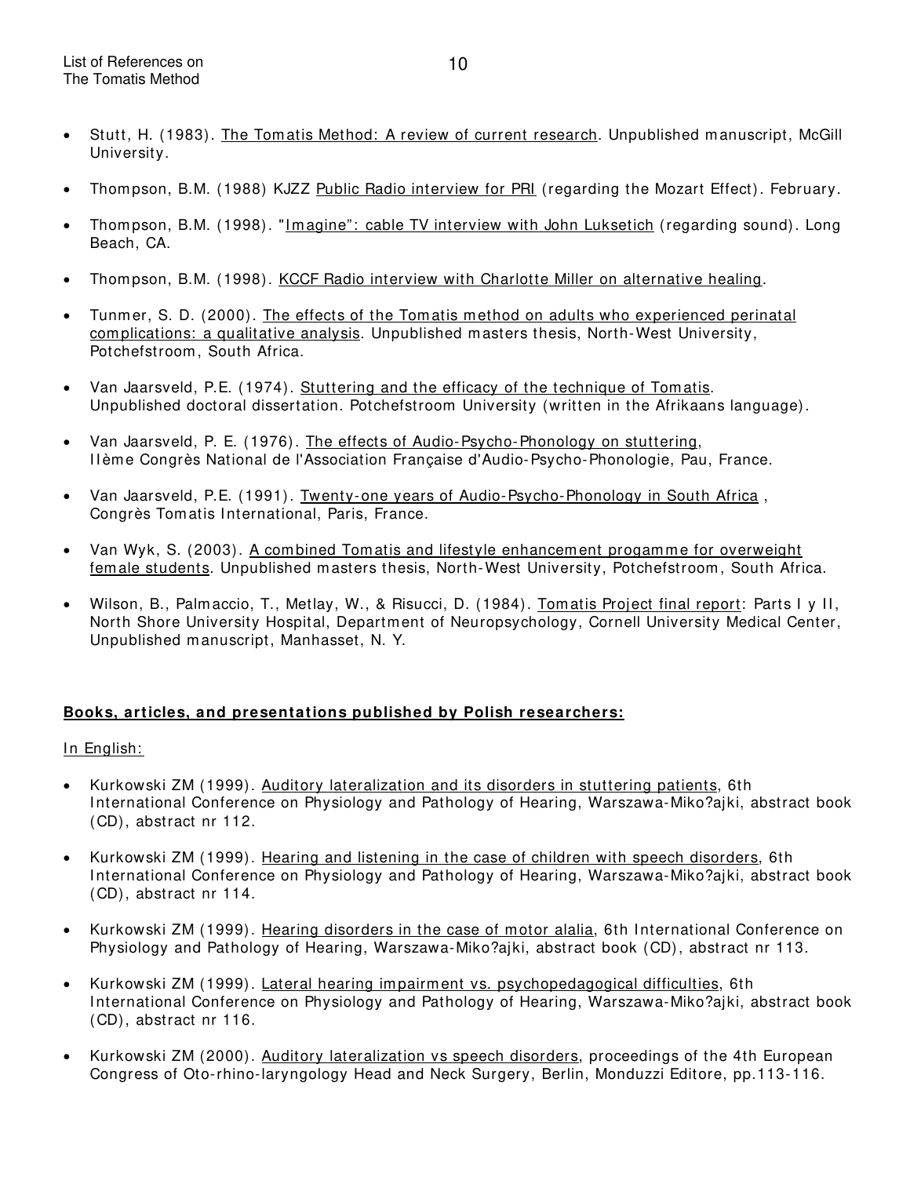- Stutt, H. (1983). The Tomatis Method: A review of current research. Unpublished manuscript, McGill University.

- Thompson, B.M. (1988) KJZZ Public Radio interview for PRI (regarding the Mozart Effect). February.

- Thompson, B.M. (1998). "Imagine": cable TV interview with John Luksetich (regarding sound). Long Beach, CA.

- Thompson, B.M. (1998). KCCF Radio interview with Charlotte Miller on alternative healing.

- Tunmer, S. D. (2000). The effects of the Tomatis method on adults who experienced perinatal complications: a qualitative analysis. Unpublished masters thesis, North-West University, Potchefstroom, South Africa.

- Van Jaarsveld, P.E. (1974). Stuttering and the efficacy of the technique of Tomatis. Unpublished doctoral dissertation. Potchefstroom University (written in the Afrikaans language).

- Van Jaarsveld, P. E. (1976). The effects of Audio-Psycho-Phonology on stuttering, IIème Congrès National de l'Association Française d'Audio-Psycho-Phonologie, Pau, France.

- Van Jaarsveld, P.E. (1991). Twenty-one years of Audio-Psycho-Phonology in South Africa , Congrès Tomatis International, Paris, France.

- Van Wyk, S. (2003). A combined Tomatis and lifestyle enhancement progamme for overweight female students. Unpublished masters thesis, North-West University, Potchefstroom, South Africa.

- Wilson, B., Palmaccio, T., Metlay, W., & Risucci, D. (1984). Tomatis Project final report: Parts I y II, North Shore University Hospital, Department of Neuropsychology, Cornell University Medical Center, Unpublished manuscript, Manhasset, N. Y.

**Books, articles, and presentations published by Polish researchers:**

In English:

- Kurkowski ZM (1999). Auditory lateralization and its disorders in stuttering patients, 6th International Conference on Physiology and Pathology of Hearing, Warszawa-Miko?ajki, abstract book (CD), abstract nr 112.

- Kurkowski ZM (1999). Hearing and listening in the case of children with speech disorders, 6th International Conference on Physiology and Pathology of Hearing, Warszawa-Miko?ajki, abstract book (CD), abstract nr 114.

- Kurkowski ZM (1999). Hearing disorders in the case of motor alalia, 6th International Conference on Physiology and Pathology of Hearing, Warszawa-Miko?ajki, abstract book (CD), abstract nr 113.

- Kurkowski ZM (1999). Lateral hearing impairment vs. psychopedagogical difficulties, 6th International Conference on Physiology and Pathology of Hearing, Warszawa-Miko?ajki, abstract book (CD), abstract nr 116.

- Kurkowski ZM (2000). Auditory lateralization vs speech disorders, proceedings of the 4th European Congress of Oto-rhino-laryngology Head and Neck Surgery, Berlin, Monduzzi Editore, pp.113-116.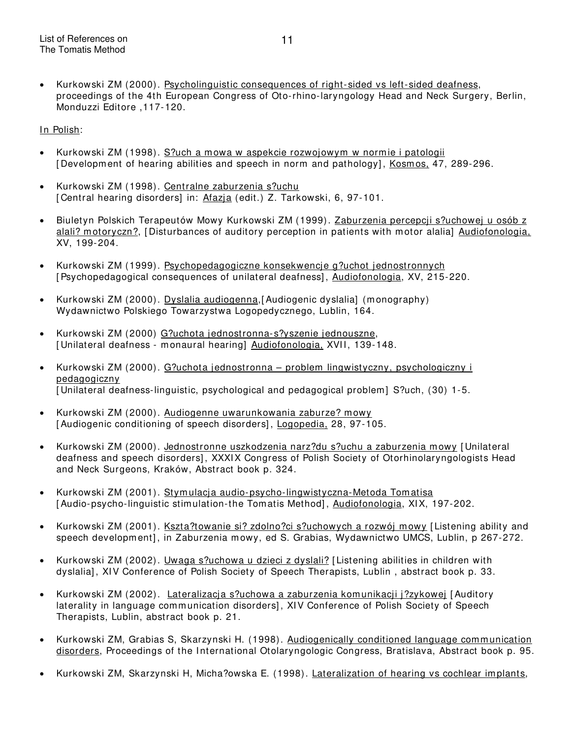- Kurkowski ZM (2000). <u>Psycholinguistic consequences of right-sided vs left-sided deafness</u>, proceedings of the 4th European Congress of Oto-rhino-laryngology Head and Neck Surgery, Berlin, Monduzzi Editore ,117-120.

<u>In Polish</u>:

- Kurkowski ZM (1998). <u>S?uch a mowa w aspekcie rozwojowym w normie i patologii</u> [Development of hearing abilities and speech in norm and pathology], <u>Kosmos,</u> 47, 289-296.

- Kurkowski ZM (1998). <u>Centralne zaburzenia s?uchu</u> [Central hearing disorders] in: <u>Afazja</u> (edit.) Z. Tarkowski, 6, 97-101.

- Biuletyn Polskich Terapeutów Mowy Kurkowski ZM (1999). <u>Zaburzenia percepcji s?uchowej u osób z alali? motoryczn?</u>, [Disturbances of auditory perception in patients with motor alalia] <u>Audiofonologia,</u> XV, 199-204.

- Kurkowski ZM (1999). <u>Psychopedagogiczne konsekwencje g?uchot jednostronnych</u> [Psychopedagogical consequences of unilateral deafness], <u>Audiofonologia</u>, XV, 215-220.

- Kurkowski ZM (2000). <u>Dyslalia audiogenna</u>,[Audiogenic dyslalia] (monography) Wydawnictwo Polskiego Towarzystwa Logopedycznego, Lublin, 164.

- Kurkowski ZM (2000) <u>G?uchota jednostronna-s?yszenie jednouszne</u>, [Unilateral deafness - monaural hearing] <u>Audiofonologia,</u> XVII, 139-148.

- Kurkowski ZM (2000). <u>G?uchota jednostronna – problem lingwistyczny, psychologiczny i pedagogiczny</u> [Unilateral deafness-linguistic, psychological and pedagogical problem] S?uch, (30) 1-5.

- Kurkowski ZM (2000). <u>Audiogenne uwarunkowania zaburze? mowy</u> [Audiogenic conditioning of speech disorders], <u>Logopedia,</u> 28, 97-105.

- Kurkowski ZM (2000). <u>Jednostronne uszkodzenia narz?du s?uchu a zaburzenia mowy</u> [Unilateral deafness and speech disorders], XXXIX Congress of Polish Society of Otorhinolaryngologists Head and Neck Surgeons, Kraków, Abstract book p. 324.

- Kurkowski ZM (2001). <u>Stymulacja audio-psycho-lingwistyczna-Metoda Tomatisa</u> [Audio-psycho-linguistic stimulation-the Tomatis Method], <u>Audiofonologia</u>, XIX, 197-202.

- Kurkowski ZM (2001). <u>Kszta?towanie si? zdolno?ci s?uchowych a rozwój mowy</u> [Listening ability and speech development], in Zaburzenia mowy, ed S. Grabias, Wydawnictwo UMCS, Lublin, p 267-272.

- Kurkowski ZM (2002). <u>Uwaga s?uchowa u dzieci z dyslali?</u> [Listening abilities in children with dyslalia], XIV Conference of Polish Society of Speech Therapists, Lublin , abstract book p. 33.

- Kurkowski ZM (2002). <u>Lateralizacja s?uchowa a zaburzenia komunikacji j?zykowej</u> [Auditory laterality in language communication disorders], XIV Conference of Polish Society of Speech Therapists, Lublin, abstract book p. 21.

- Kurkowski ZM, Grabias S, Skarzynski H. (1998). <u>Audiogenically conditioned language communication disorders</u>, Proceedings of the International Otolaryngologic Congress, Bratislava, Abstract book p. 95.

- Kurkowski ZM, Skarzynski H, Micha?owska E. (1998). <u>Lateralization of hearing vs cochlear implants</u>,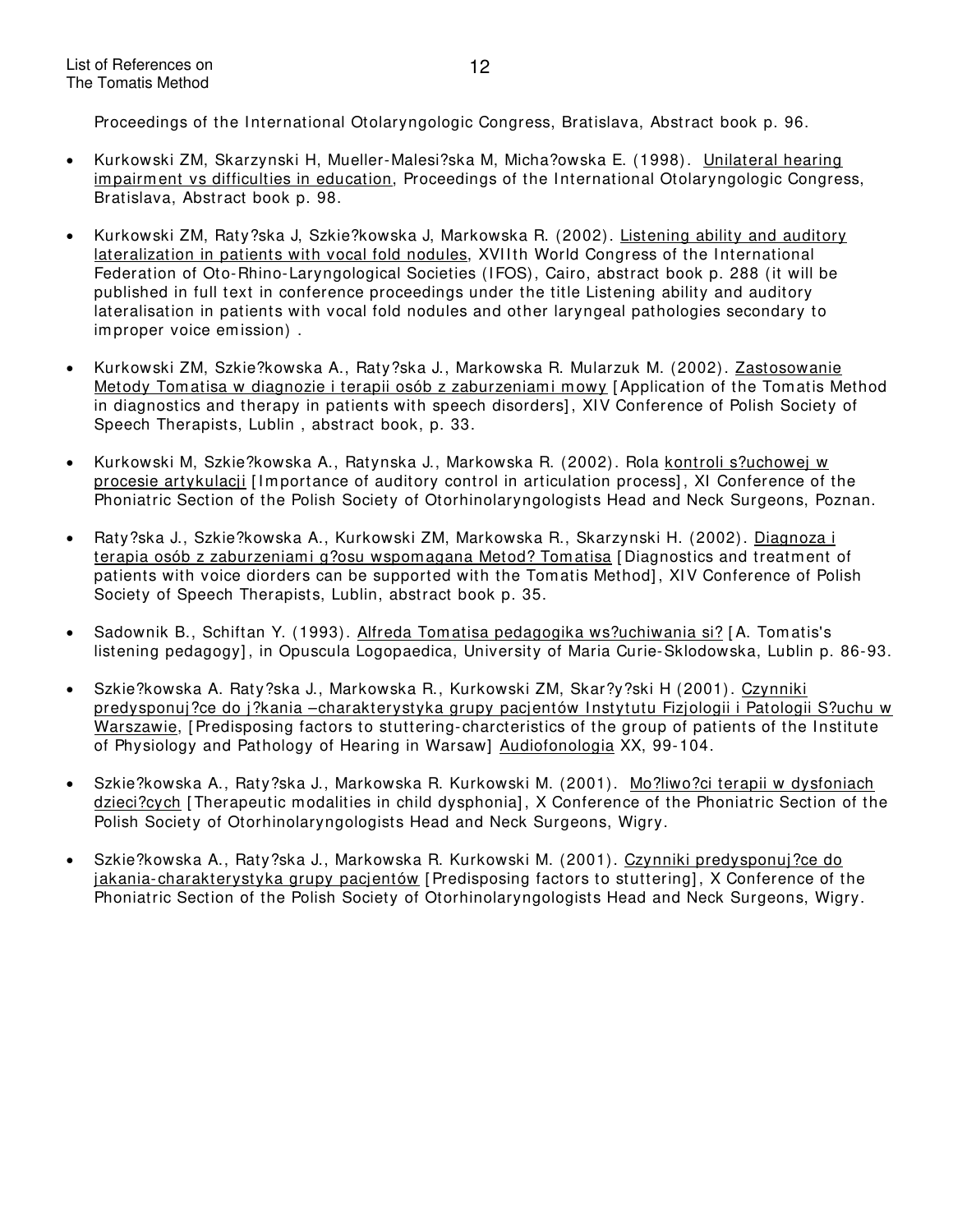Proceedings of the International Otolaryngologic Congress, Bratislava, Abstract book p. 96.

- Kurkowski ZM, Skarzynski H, Mueller-Malesi?ska M, Micha?owska E. (1998). Unilateral hearing impairment vs difficulties in education, Proceedings of the International Otolaryngologic Congress, Bratislava, Abstract book p. 98.

- Kurkowski ZM, Raty?ska J, Szkie?kowska J, Markowska R. (2002). Listening ability and auditory lateralization in patients with vocal fold nodules, XVIIth World Congress of the International Federation of Oto-Rhino-Laryngological Societies (IFOS), Cairo, abstract book p. 288 (it will be published in full text in conference proceedings under the title Listening ability and auditory lateralisation in patients with vocal fold nodules and other laryngeal pathologies secondary to improper voice emission) .

- Kurkowski ZM, Szkie?kowska A., Raty?ska J., Markowska R. Mularzuk M. (2002). Zastosowanie Metody Tomatisa w diagnozie i terapii osób z zaburzeniami mowy [Application of the Tomatis Method in diagnostics and therapy in patients with speech disorders], XIV Conference of Polish Society of Speech Therapists, Lublin , abstract book, p. 33.

- Kurkowski M, Szkie?kowska A., Ratynska J., Markowska R. (2002). Rola kontroli s?uchowej w procesie artykulacji [Importance of auditory control in articulation process], XI Conference of the Phoniatric Section of the Polish Society of Otorhinolaryngologists Head and Neck Surgeons, Poznan.

- Raty?ska J., Szkie?kowska A., Kurkowski ZM, Markowska R., Skarzynski H. (2002). Diagnoza i terapia osób z zaburzeniami g?osu wspomagana Metod? Tomatisa [Diagnostics and treatment of patients with voice diorders can be supported with the Tomatis Method], XIV Conference of Polish Society of Speech Therapists, Lublin, abstract book p. 35.

- Sadownik B., Schiftan Y. (1993). Alfreda Tomatisa pedagogika ws?uchiwania si? [A. Tomatis's listening pedagogy], in Opuscula Logopaedica, University of Maria Curie-Sklodowska, Lublin p. 86-93.

- Szkie?kowska A. Raty?ska J., Markowska R., Kurkowski ZM, Skar?y?ski H (2001). Czynniki predysponuj?ce do j?kania –charakterystyka grupy pacjentów Instytutu Fizjologii i Patologii S?uchu w Warszawie, [Predisposing factors to stuttering-charcteristics of the group of patients of the Institute of Physiology and Pathology of Hearing in Warsaw] Audiofonologia XX, 99-104.

- Szkie?kowska A., Raty?ska J., Markowska R. Kurkowski M. (2001). Mo?liwo?ci terapii w dysfoniach dzieci?cych [Therapeutic modalities in child dysphonia], X Conference of the Phoniatric Section of the Polish Society of Otorhinolaryngologists Head and Neck Surgeons, Wigry.

- Szkie?kowska A., Raty?ska J., Markowska R. Kurkowski M. (2001). Czynniki predysponuj?ce do jakania-charakterystyka grupy pacjentów [Predisposing factors to stuttering], X Conference of the Phoniatric Section of the Polish Society of Otorhinolaryngologists Head and Neck Surgeons, Wigry.